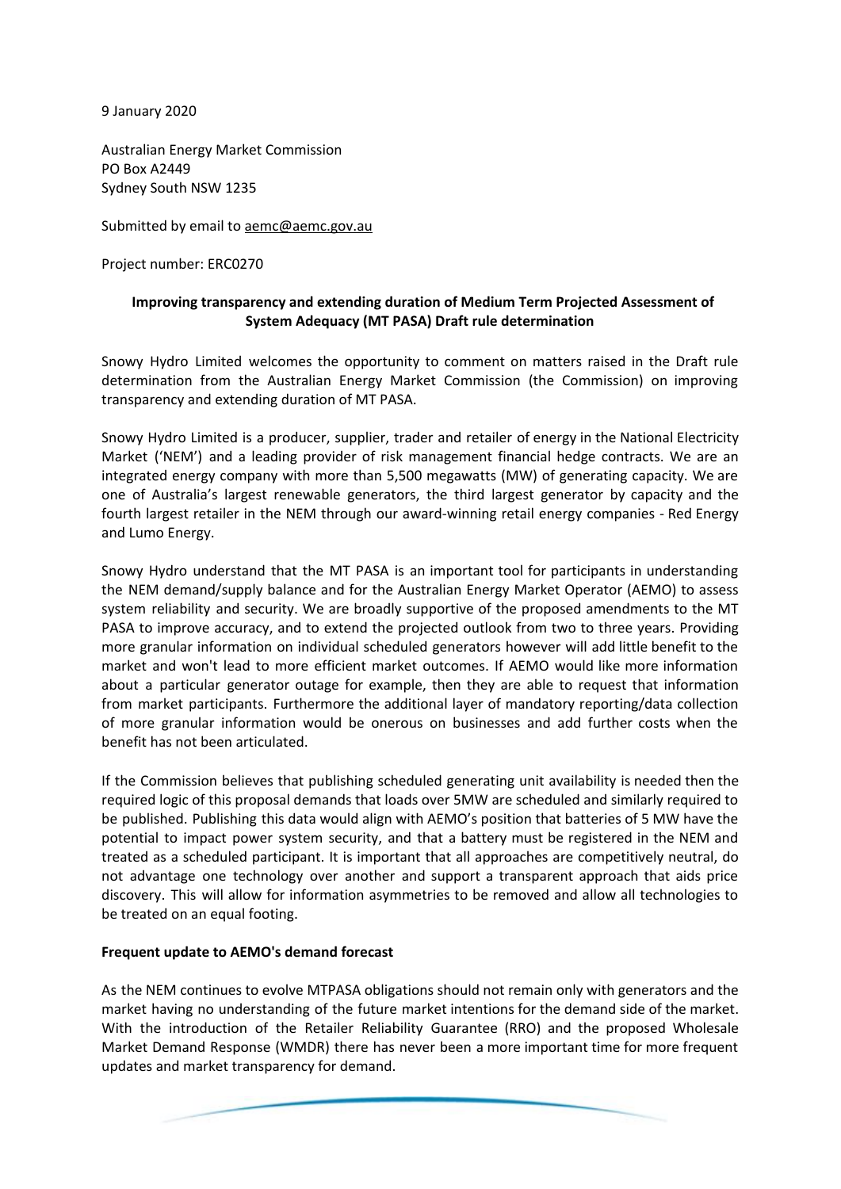9 January 2020

Australian Energy Market Commission
PO Box A2449
Sydney South NSW 1235

Submitted by email to aemc@aemc.gov.au

Project number: ERC0270

**Improving transparency and extending duration of Medium Term Projected Assessment of System Adequacy (MT PASA) Draft rule determination**

Snowy Hydro Limited welcomes the opportunity to comment on matters raised in the Draft rule determination from the Australian Energy Market Commission (the Commission) on improving transparency and extending duration of MT PASA.

Snowy Hydro Limited is a producer, supplier, trader and retailer of energy in the National Electricity Market ('NEM') and a leading provider of risk management financial hedge contracts. We are an integrated energy company with more than 5,500 megawatts (MW) of generating capacity. We are one of Australia's largest renewable generators, the third largest generator by capacity and the fourth largest retailer in the NEM through our award-winning retail energy companies - Red Energy and Lumo Energy.

Snowy Hydro understand that the MT PASA is an important tool for participants in understanding the NEM demand/supply balance and for the Australian Energy Market Operator (AEMO) to assess system reliability and security. We are broadly supportive of the proposed amendments to the MT PASA to improve accuracy, and to extend the projected outlook from two to three years. Providing more granular information on individual scheduled generators however will add little benefit to the market and won't lead to more efficient market outcomes. If AEMO would like more information about a particular generator outage for example, then they are able to request that information from market participants. Furthermore the additional layer of mandatory reporting/data collection of more granular information would be onerous on businesses and add further costs when the benefit has not been articulated.

If the Commission believes that publishing scheduled generating unit availability is needed then the required logic of this proposal demands that loads over 5MW are scheduled and similarly required to be published. Publishing this data would align with AEMO's position that batteries of 5 MW have the potential to impact power system security, and that a battery must be registered in the NEM and treated as a scheduled participant. It is important that all approaches are competitively neutral, do not advantage one technology over another and support a transparent approach that aids price discovery. This will allow for information asymmetries to be removed and allow all technologies to be treated on an equal footing.

**Frequent update to AEMO's demand forecast**

As the NEM continues to evolve MTPASA obligations should not remain only with generators and the market having no understanding of the future market intentions for the demand side of the market. With the introduction of the Retailer Reliability Guarantee (RRO) and the proposed Wholesale Market Demand Response (WMDR) there has never been a more important time for more frequent updates and market transparency for demand.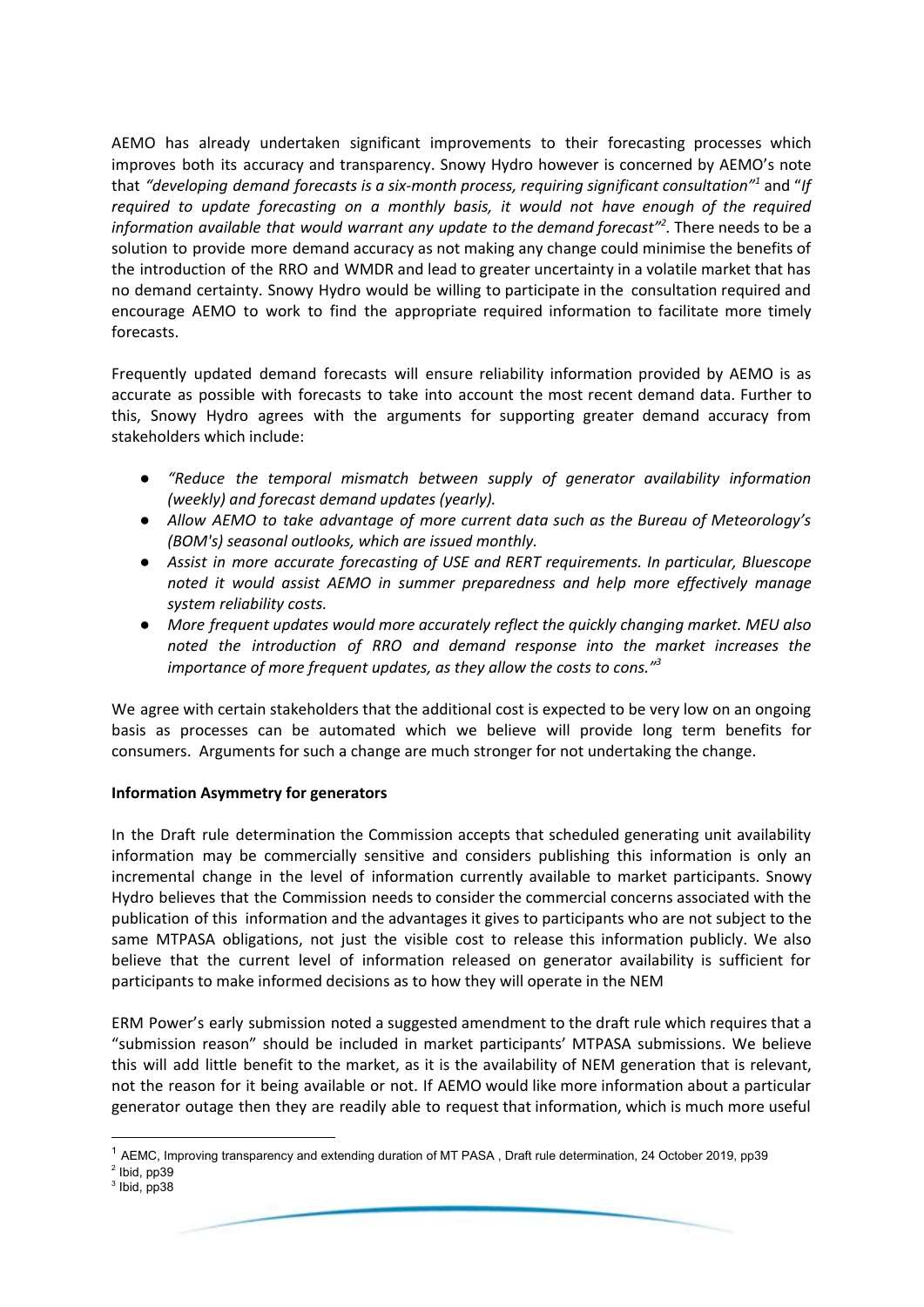AEMO has already undertaken significant improvements to their forecasting processes which improves both its accuracy and transparency. Snowy Hydro however is concerned by AEMO's note that *"developing demand forecasts is a six-month process, requiring significant consultation"*[1] and "*If required to update forecasting on a monthly basis, it would not have enough of the required information available that would warrant any update to the demand forecast"*[2]. There needs to be a solution to provide more demand accuracy as not making any change could minimise the benefits of the introduction of the RRO and WMDR and lead to greater uncertainty in a volatile market that has no demand certainty. Snowy Hydro would be willing to participate in the consultation required and encourage AEMO to work to find the appropriate required information to facilitate more timely forecasts.

Frequently updated demand forecasts will ensure reliability information provided by AEMO is as accurate as possible with forecasts to take into account the most recent demand data. Further to this, Snowy Hydro agrees with the arguments for supporting greater demand accuracy from stakeholders which include:

- *"Reduce the temporal mismatch between supply of generator availability information (weekly) and forecast demand updates (yearly).*
- *Allow AEMO to take advantage of more current data such as the Bureau of Meteorology's (BOM's) seasonal outlooks, which are issued monthly.*
- *Assist in more accurate forecasting of USE and RERT requirements. In particular, Bluescope noted it would assist AEMO in summer preparedness and help more effectively manage system reliability costs.*
- *More frequent updates would more accurately reflect the quickly changing market. MEU also noted the introduction of RRO and demand response into the market increases the importance of more frequent updates, as they allow the costs to cons."*[3]

We agree with certain stakeholders that the additional cost is expected to be very low on an ongoing basis as processes can be automated which we believe will provide long term benefits for consumers. Arguments for such a change are much stronger for not undertaking the change.

**Information Asymmetry for generators**

In the Draft rule determination the Commission accepts that scheduled generating unit availability information may be commercially sensitive and considers publishing this information is only an incremental change in the level of information currently available to market participants. Snowy Hydro believes that the Commission needs to consider the commercial concerns associated with the publication of this information and the advantages it gives to participants who are not subject to the same MTPASA obligations, not just the visible cost to release this information publicly. We also believe that the current level of information released on generator availability is sufficient for participants to make informed decisions as to how they will operate in the NEM

ERM Power's early submission noted a suggested amendment to the draft rule which requires that a "submission reason" should be included in market participants' MTPASA submissions. We believe this will add little benefit to the market, as it is the availability of NEM generation that is relevant, not the reason for it being available or not. If AEMO would like more information about a particular generator outage then they are readily able to request that information, which is much more useful

---

[1] AEMC, Improving transparency and extending duration of MT PASA , Draft rule determination, 24 October 2019, pp39

[2] Ibid, pp39

[3] Ibid, pp38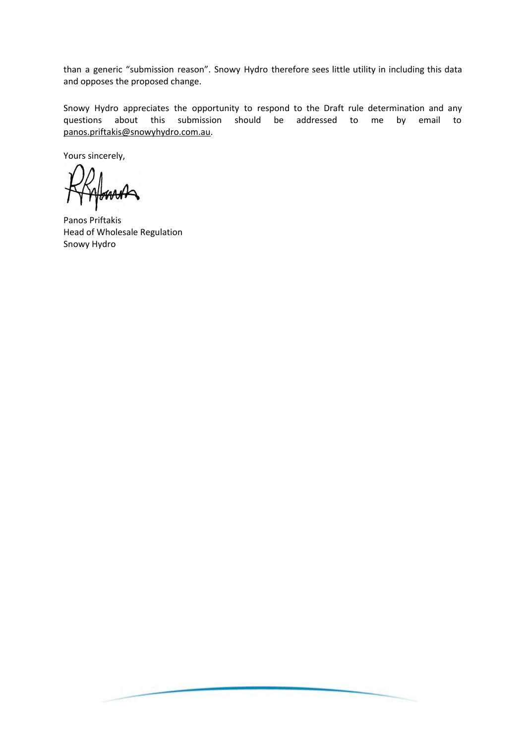than a generic "submission reason". Snowy Hydro therefore sees little utility in including this data and opposes the proposed change.

Snowy Hydro appreciates the opportunity to respond to the Draft rule determination and any questions about this submission should be addressed to me by email to panos.priftakis@snowyhydro.com.au.

Yours sincerely,

Panos Priftakis
Head of Wholesale Regulation
Snowy Hydro